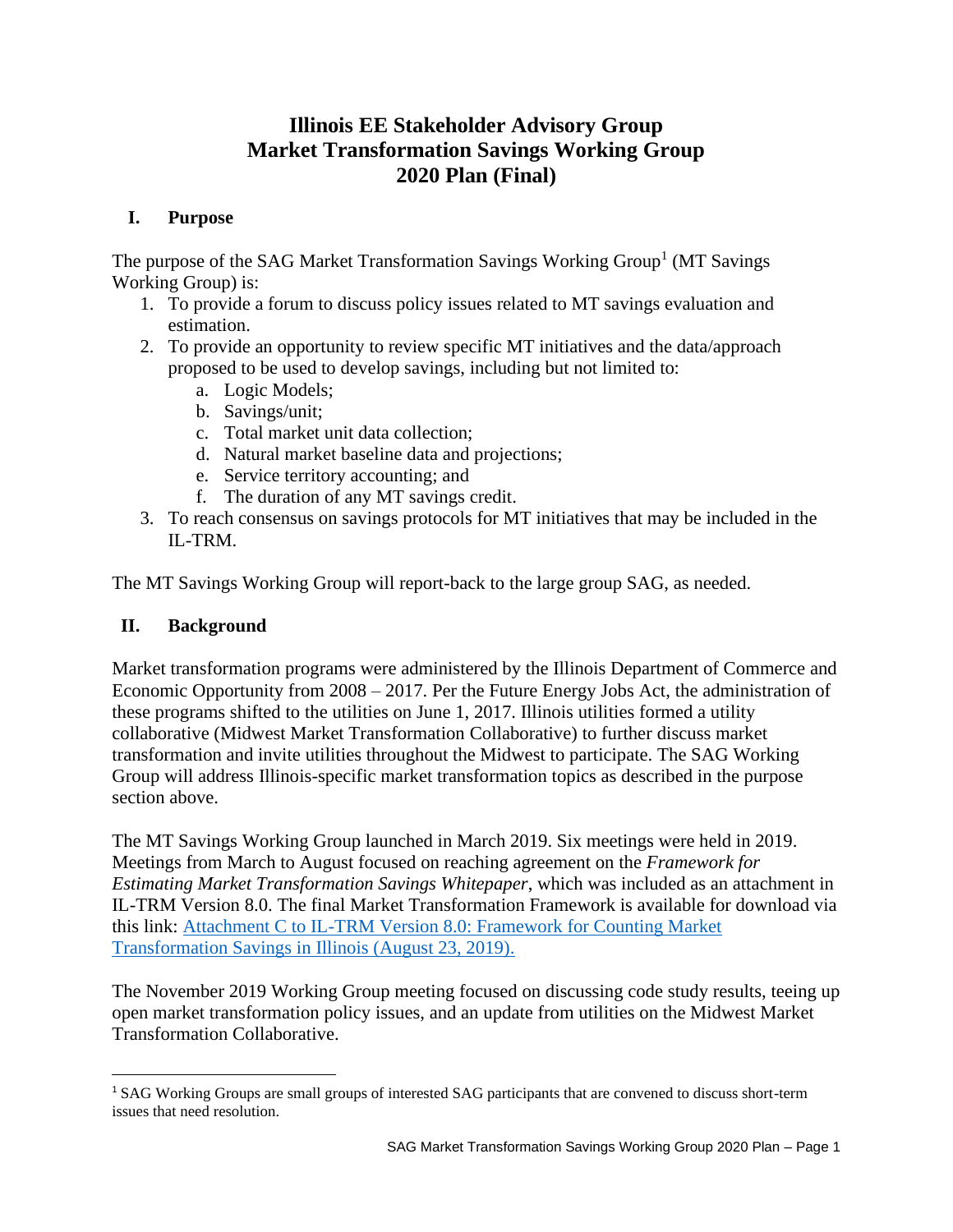# Illinois EE Stakeholder Advisory Group
# Market Transformation Savings Working Group
# 2020 Plan (Final)

## I. Purpose

The purpose of the SAG Market Transformation Savings Working Group[1] (MT Savings Working Group) is:

1. To provide a forum to discuss policy issues related to MT savings evaluation and estimation.
2. To provide an opportunity to review specific MT initiatives and the data/approach proposed to be used to develop savings, including but not limited to:
    a. Logic Models;
    b. Savings/unit;
    c. Total market unit data collection;
    d. Natural market baseline data and projections;
    e. Service territory accounting; and
    f. The duration of any MT savings credit.
3. To reach consensus on savings protocols for MT initiatives that may be included in the IL-TRM.

The MT Savings Working Group will report-back to the large group SAG, as needed.

## II. Background

Market transformation programs were administered by the Illinois Department of Commerce and Economic Opportunity from 2008 – 2017. Per the Future Energy Jobs Act, the administration of these programs shifted to the utilities on June 1, 2017. Illinois utilities formed a utility collaborative (Midwest Market Transformation Collaborative) to further discuss market transformation and invite utilities throughout the Midwest to participate. The SAG Working Group will address Illinois-specific market transformation topics as described in the purpose section above.

The MT Savings Working Group launched in March 2019. Six meetings were held in 2019. Meetings from March to August focused on reaching agreement on the *Framework for Estimating Market Transformation Savings Whitepaper*, which was included as an attachment in IL-TRM Version 8.0. The final Market Transformation Framework is available for download via this link: Attachment C to IL-TRM Version 8.0: Framework for Counting Market Transformation Savings in Illinois (August 23, 2019).

The November 2019 Working Group meeting focused on discussing code study results, teeing up open market transformation policy issues, and an update from utilities on the Midwest Market Transformation Collaborative.

[1] SAG Working Groups are small groups of interested SAG participants that are convened to discuss short-term issues that need resolution.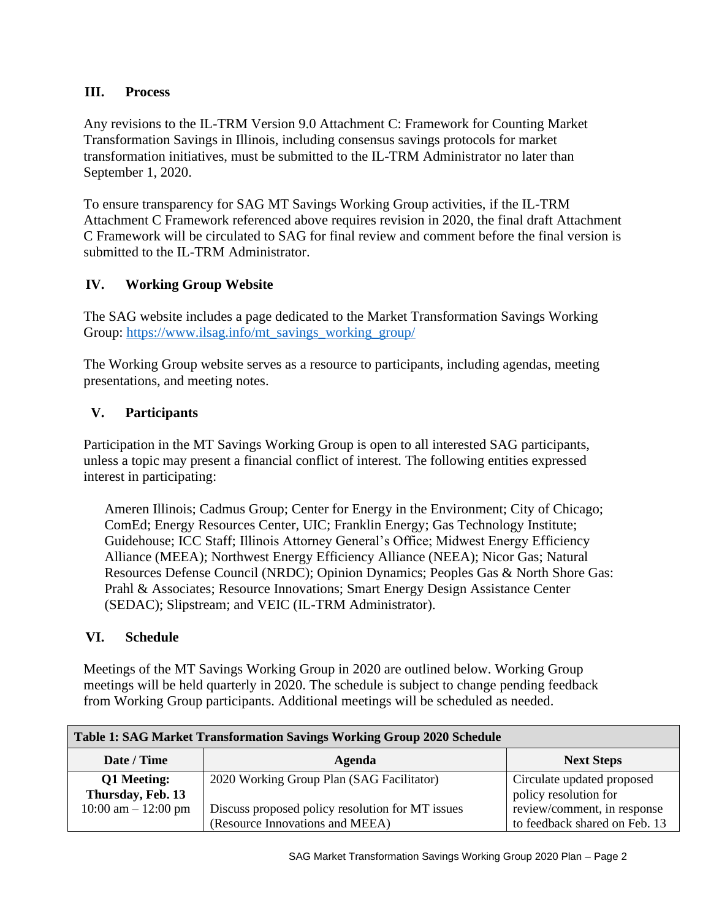## III. Process

Any revisions to the IL-TRM Version 9.0 Attachment C: Framework for Counting Market Transformation Savings in Illinois, including consensus savings protocols for market transformation initiatives, must be submitted to the IL-TRM Administrator no later than September 1, 2020.

To ensure transparency for SAG MT Savings Working Group activities, if the IL-TRM Attachment C Framework referenced above requires revision in 2020, the final draft Attachment C Framework will be circulated to SAG for final review and comment before the final version is submitted to the IL-TRM Administrator.

## IV. Working Group Website

The SAG website includes a page dedicated to the Market Transformation Savings Working Group: https://www.ilsag.info/mt_savings_working_group/

The Working Group website serves as a resource to participants, including agendas, meeting presentations, and meeting notes.

## V. Participants

Participation in the MT Savings Working Group is open to all interested SAG participants, unless a topic may present a financial conflict of interest. The following entities expressed interest in participating:

> Ameren Illinois; Cadmus Group; Center for Energy in the Environment; City of Chicago; ComEd; Energy Resources Center, UIC; Franklin Energy; Gas Technology Institute; Guidehouse; ICC Staff; Illinois Attorney General's Office; Midwest Energy Efficiency Alliance (MEEA); Northwest Energy Efficiency Alliance (NEEA); Nicor Gas; Natural Resources Defense Council (NRDC); Opinion Dynamics; Peoples Gas & North Shore Gas: Prahl & Associates; Resource Innovations; Smart Energy Design Assistance Center (SEDAC); Slipstream; and VEIC (IL-TRM Administrator).

## VI. Schedule

Meetings of the MT Savings Working Group in 2020 are outlined below. Working Group meetings will be held quarterly in 2020. The schedule is subject to change pending feedback from Working Group participants. Additional meetings will be scheduled as needed.

**Table 1: SAG Market Transformation Savings Working Group 2020 Schedule**

| Date / Time | Agenda | Next Steps |
|---|---|---|
| **Q1 Meeting: Thursday, Feb. 13** 10:00 am – 12:00 pm | 2020 Working Group Plan (SAG Facilitator)<br><br>Discuss proposed policy resolution for MT issues (Resource Innovations and MEEA) | Circulate updated proposed policy resolution for review/comment, in response to feedback shared on Feb. 13 |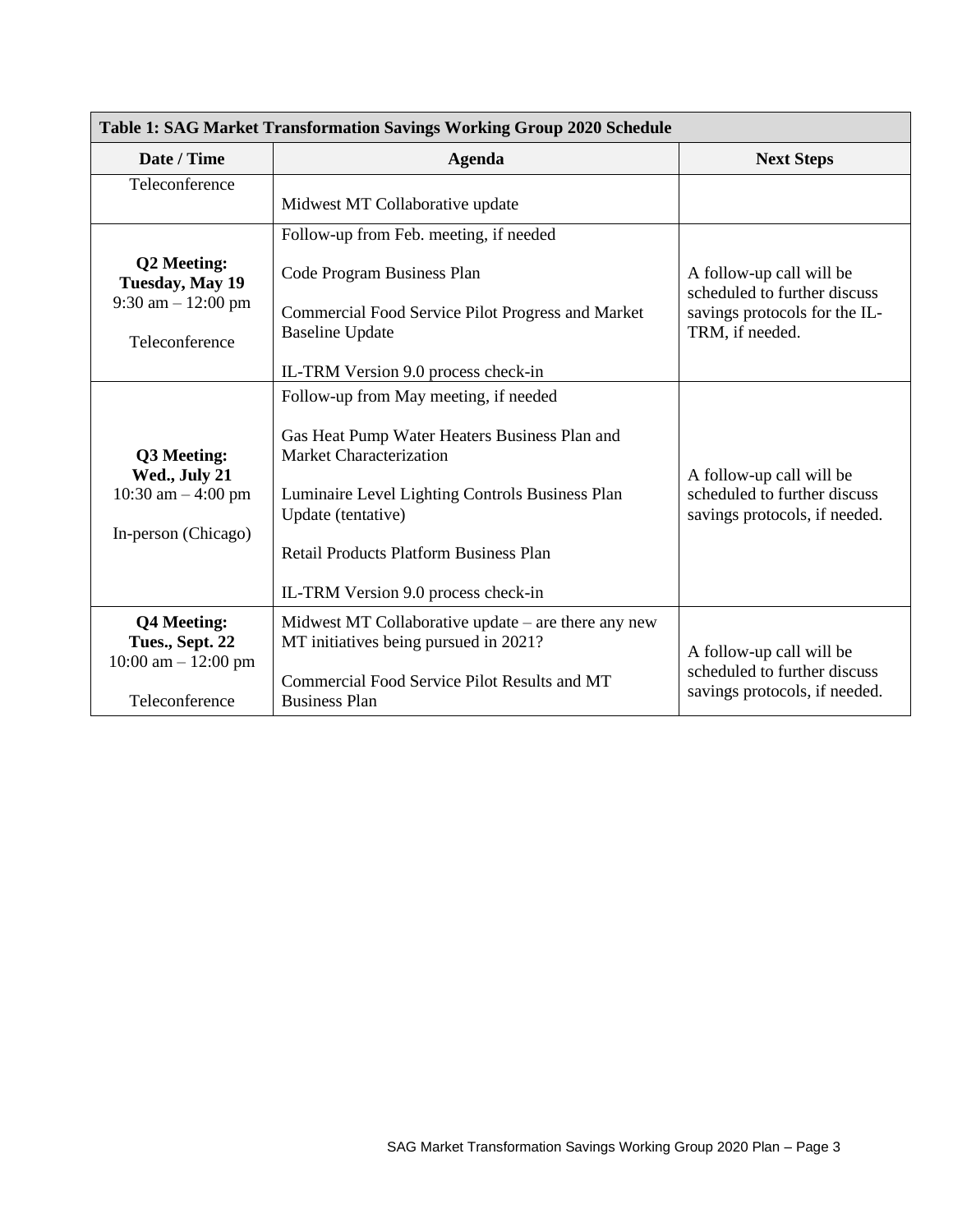| Table 1: SAG Market Transformation Savings Working Group 2020 Schedule | | |
|---|---|---|
| **Date / Time** | **Agenda** | **Next Steps** |
| Teleconference | Midwest MT Collaborative update | |
| **Q2 Meeting: Tuesday, May 19** 9:30 am – 12:00 pm Teleconference | Follow-up from Feb. meeting, if needed<br><br>Code Program Business Plan<br><br>Commercial Food Service Pilot Progress and Market Baseline Update<br><br>IL-TRM Version 9.0 process check-in | A follow-up call will be scheduled to further discuss savings protocols for the IL-TRM, if needed. |
| **Q3 Meeting: Wed., July 21** 10:30 am – 4:00 pm In-person (Chicago) | Follow-up from May meeting, if needed<br><br>Gas Heat Pump Water Heaters Business Plan and Market Characterization<br><br>Luminaire Level Lighting Controls Business Plan Update (tentative)<br><br>Retail Products Platform Business Plan<br><br>IL-TRM Version 9.0 process check-in | A follow-up call will be scheduled to further discuss savings protocols, if needed. |
| **Q4 Meeting: Tues., Sept. 22** 10:00 am – 12:00 pm Teleconference | Midwest MT Collaborative update – are there any new MT initiatives being pursued in 2021?<br><br>Commercial Food Service Pilot Results and MT Business Plan | A follow-up call will be scheduled to further discuss savings protocols, if needed. |